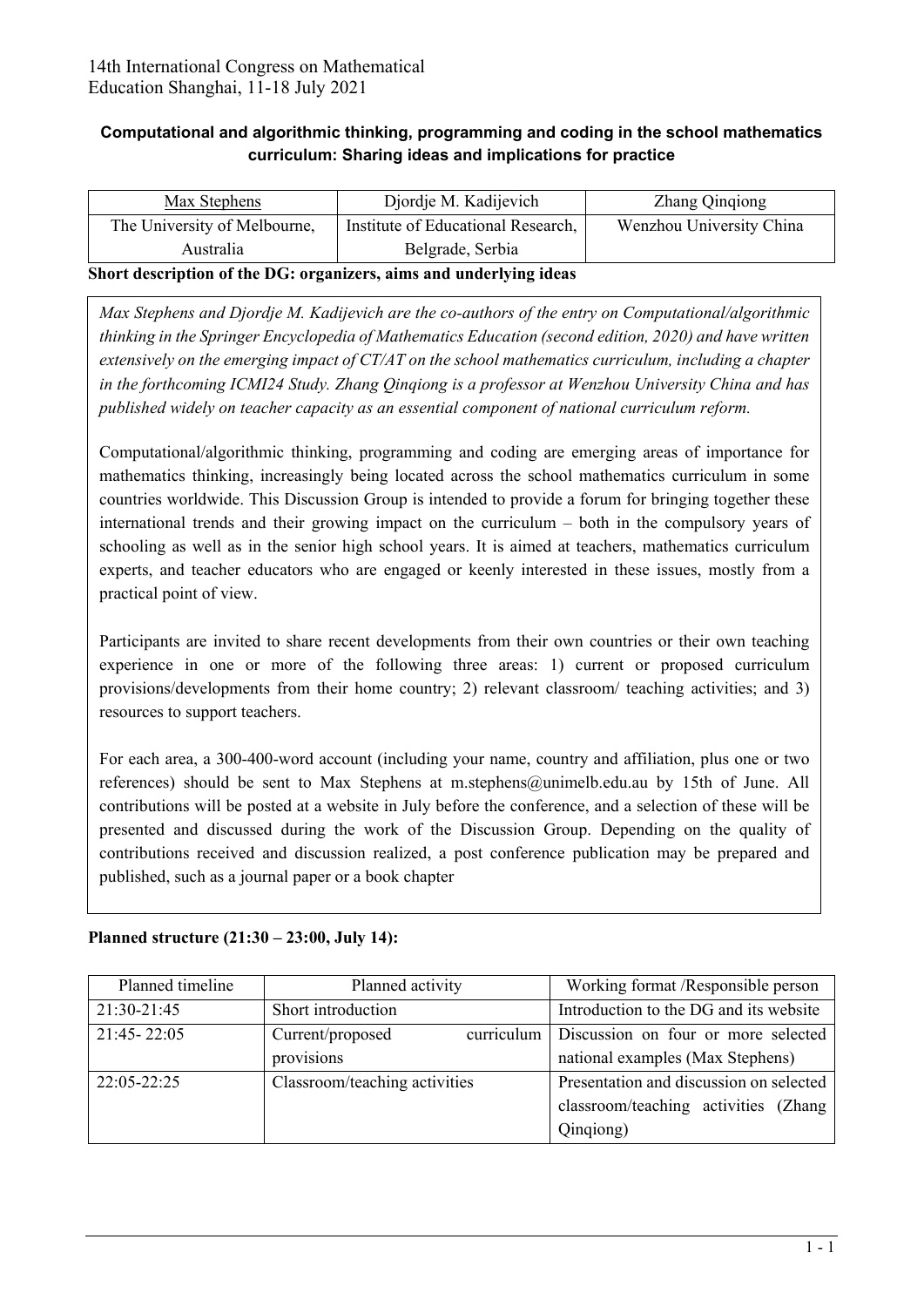14th International Congress on Mathematical Education Shanghai, 11-18 July 2021

## Computational and algorithmic thinking, programming and coding in the school mathematics curriculum: Sharing ideas and implications for practice

| Max Stephens | Djordje M. Kadijevich | Zhang Qinqiong |
|---|---|---|
| The University of Melbourne, Australia | Institute of Educational Research, Belgrade, Serbia | Wenzhou University China |

**Short description of the DG: organizers, aims and underlying ideas**

*Max Stephens and Djordje M. Kadijevich are the co-authors of the entry on Computational/algorithmic thinking in the Springer Encyclopedia of Mathematics Education (second edition, 2020) and have written extensively on the emerging impact of CT/AT on the school mathematics curriculum, including a chapter in the forthcoming ICMI24 Study. Zhang Qinqiong is a professor at Wenzhou University China and has published widely on teacher capacity as an essential component of national curriculum reform.*

Computational/algorithmic thinking, programming and coding are emerging areas of importance for mathematics thinking, increasingly being located across the school mathematics curriculum in some countries worldwide. This Discussion Group is intended to provide a forum for bringing together these international trends and their growing impact on the curriculum – both in the compulsory years of schooling as well as in the senior high school years. It is aimed at teachers, mathematics curriculum experts, and teacher educators who are engaged or keenly interested in these issues, mostly from a practical point of view.

Participants are invited to share recent developments from their own countries or their own teaching experience in one or more of the following three areas: 1) current or proposed curriculum provisions/developments from their home country; 2) relevant classroom/ teaching activities; and 3) resources to support teachers.

For each area, a 300-400-word account (including your name, country and affiliation, plus one or two references) should be sent to Max Stephens at m.stephens@unimelb.edu.au by 15th of June. All contributions will be posted at a website in July before the conference, and a selection of these will be presented and discussed during the work of the Discussion Group. Depending on the quality of contributions received and discussion realized, a post conference publication may be prepared and published, such as a journal paper or a book chapter

**Planned structure (21:30 – 23:00, July 14):**

| Planned timeline | Planned activity | Working format /Responsible person |
|---|---|---|
| 21:30-21:45 | Short introduction | Introduction to the DG and its website |
| 21:45- 22:05 | Current/proposed curriculum provisions | Discussion on four or more selected national examples (Max Stephens) |
| 22:05-22:25 | Classroom/teaching activities | Presentation and discussion on selected classroom/teaching activities (Zhang Qinqiong) |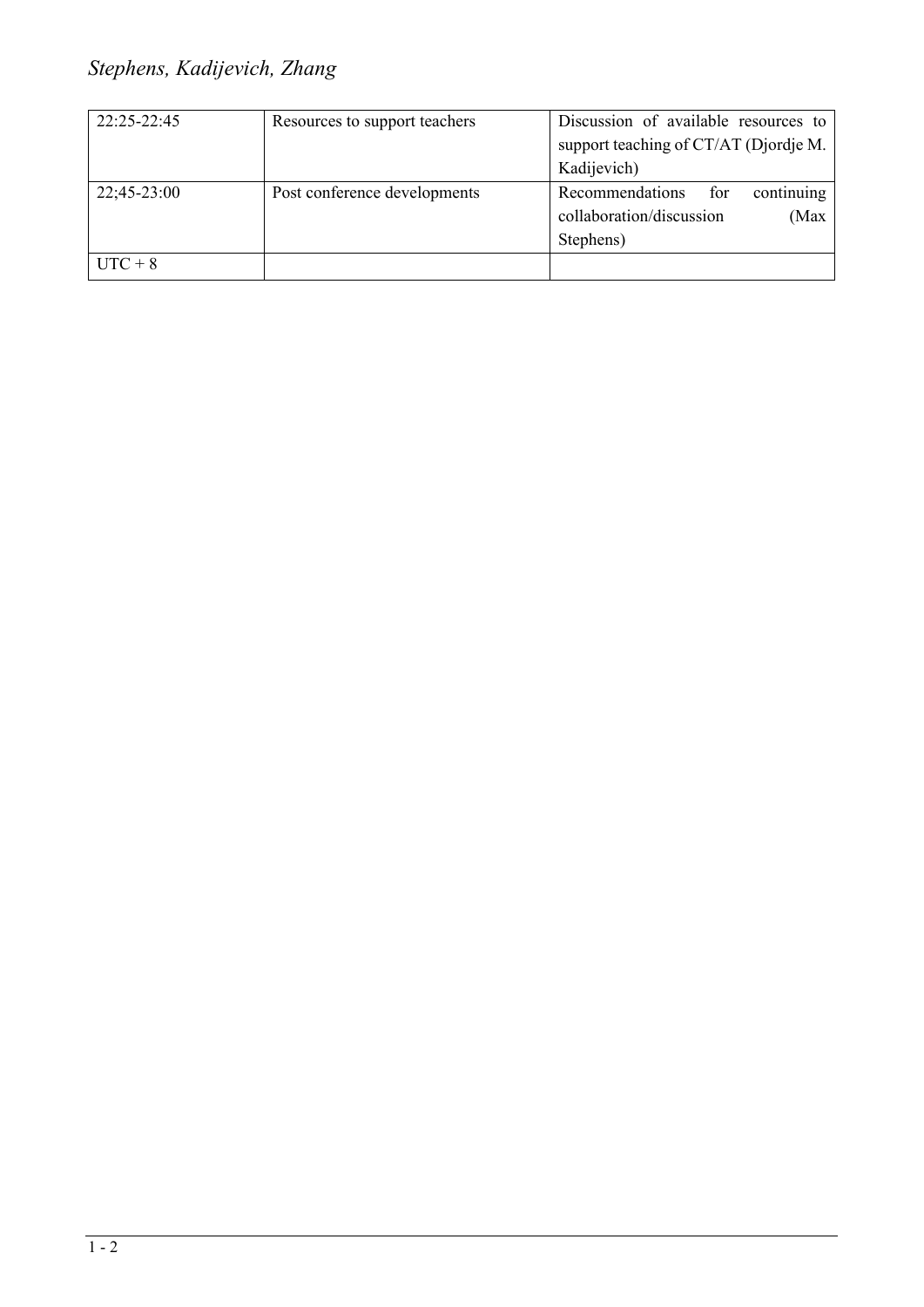| | | |
|---|---|---|
| 22:25-22:45 | Resources to support teachers | Discussion of available resources to support teaching of CT/AT (Djordje M. Kadijevich) |
| 22;45-23:00 | Post conference developments | Recommendations for continuing collaboration/discussion (Max Stephens) |
| UTC + 8 | | |